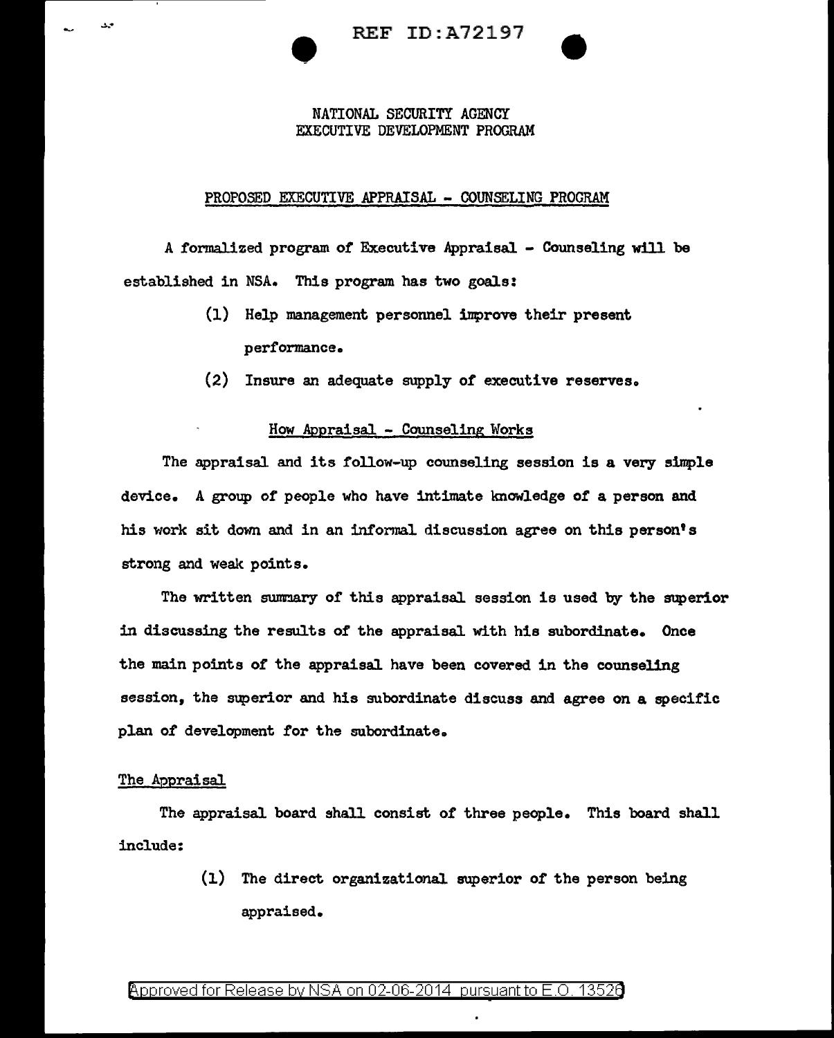NATIONAL SECURITY AGENCY
EXECUTIVE DEVELOPMENT PROGRAM

## PROPOSED EXECUTIVE APPRAISAL - COUNSELING PROGRAM

A formalized program of Executive Appraisal - Counseling will be established in NSA. This program has two goals:

(1) Help management personnel improve their present performance.

(2) Insure an adequate supply of executive reserves.

### How Appraisal - Counseling Works

The appraisal and its follow-up counseling session is a very simple device. A group of people who have intimate knowledge of a person and his work sit down and in an informal discussion agree on this person's strong and weak points.

The written summary of this appraisal session is used by the superior in discussing the results of the appraisal with his subordinate. Once the main points of the appraisal have been covered in the counseling session, the superior and his subordinate discuss and agree on a specific plan of development for the subordinate.

### The Appraisal

The appraisal board shall consist of three people. This board shall include:

(1) The direct organizational superior of the person being appraised.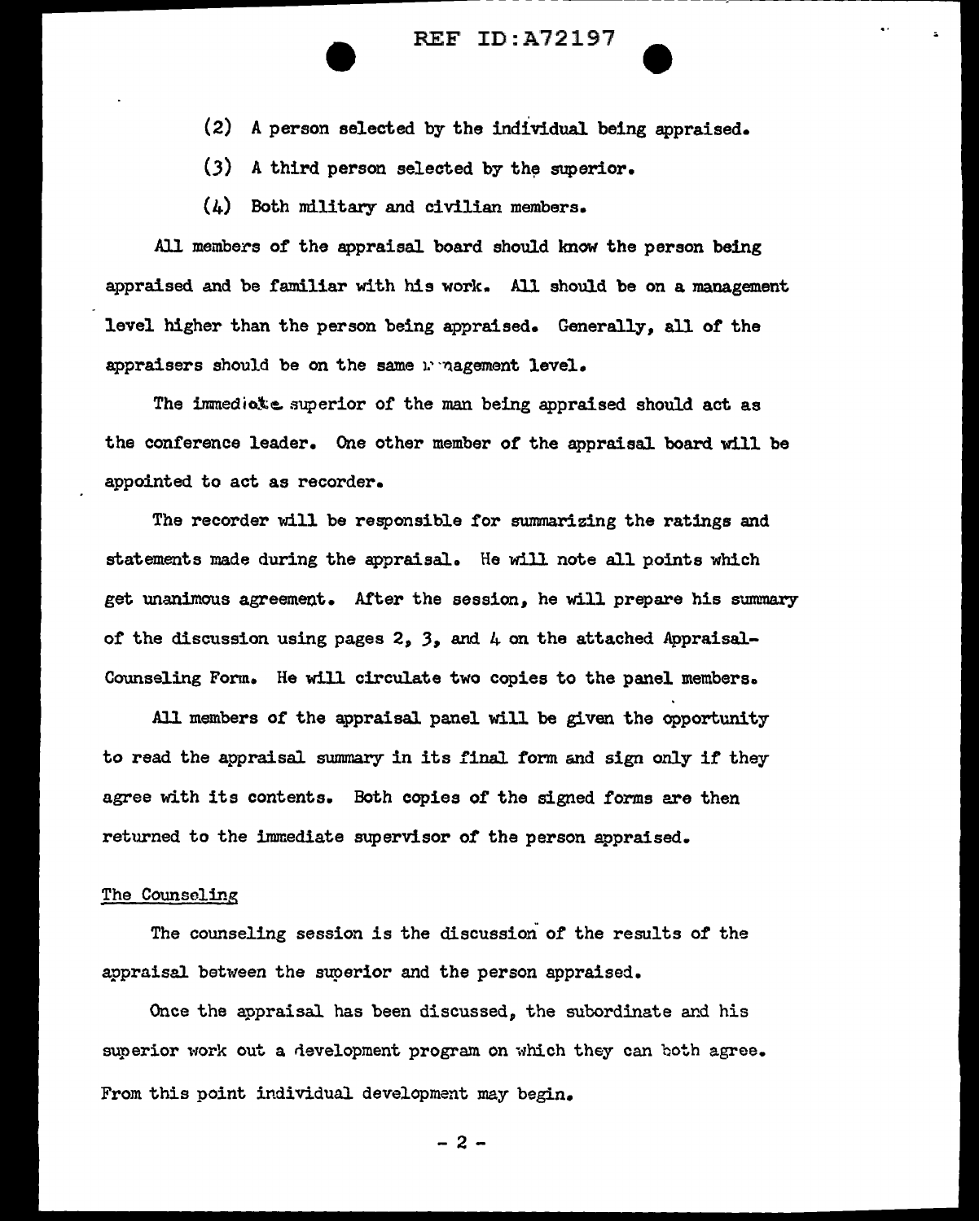(2) A person selected by the individual being appraised.

(3) A third person selected by the superior.

(4) Both military and civilian members.

All members of the appraisal board should know the person being appraised and be familiar with his work. All should be on a management level higher than the person being appraised. Generally, all of the appraisers should be on the same management level.

The immediate superior of the man being appraised should act as the conference leader. One other member of the appraisal board will be appointed to act as recorder.

The recorder will be responsible for summarizing the ratings and statements made during the appraisal. He will note all points which get unanimous agreement. After the session, he will prepare his summary of the discussion using pages 2, 3, and 4 on the attached Appraisal-Counseling Form. He will circulate two copies to the panel members.

All members of the appraisal panel will be given the opportunity to read the appraisal summary in its final form and sign only if they agree with its contents. Both copies of the signed forms are then returned to the immediate supervisor of the person appraised.

The Counseling

The counseling session is the discussion of the results of the appraisal between the superior and the person appraised.

Once the appraisal has been discussed, the subordinate and his superior work out a development program on which they can both agree. From this point individual development may begin.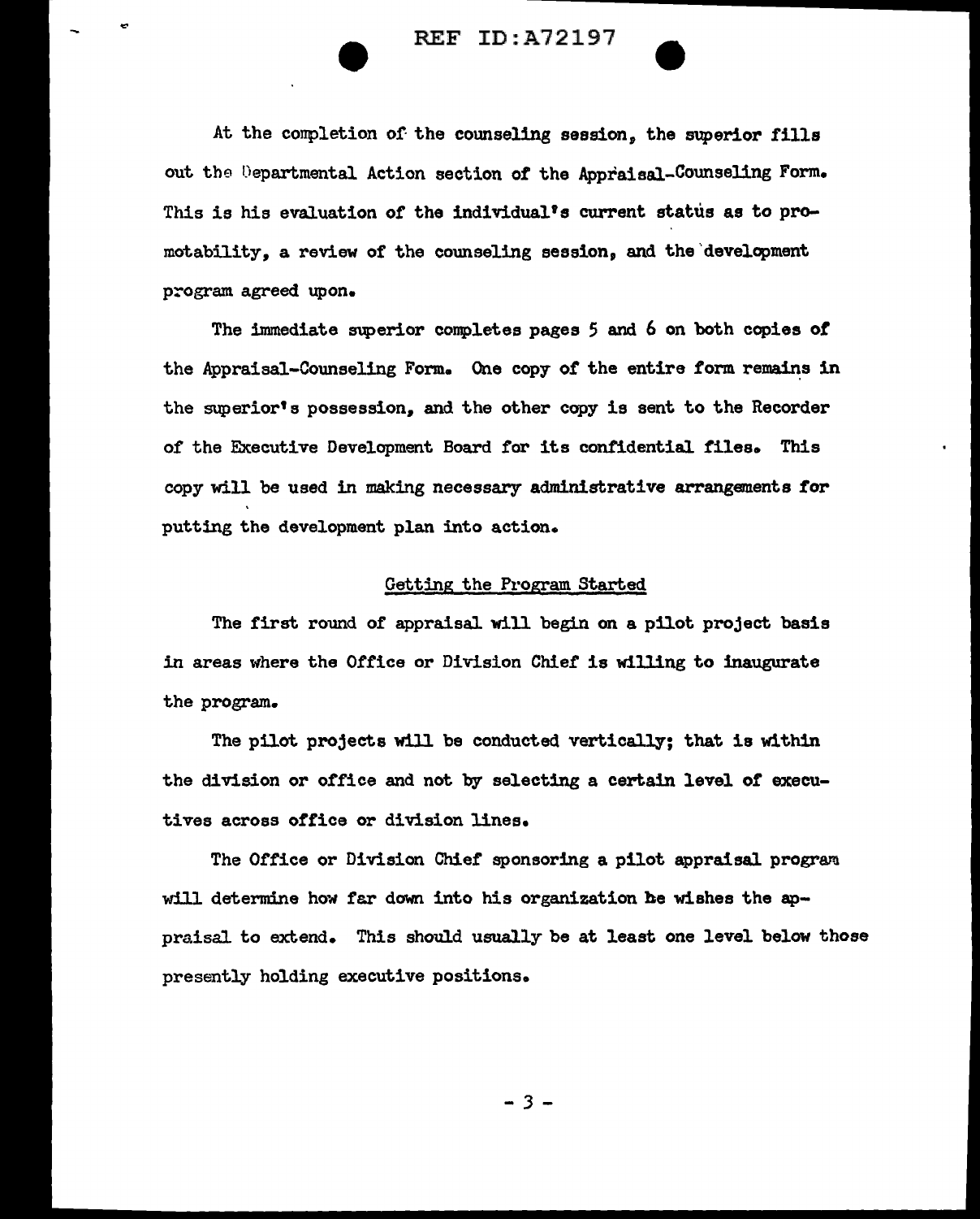At the completion of the counseling session, the superior fills out the Departmental Action section of the Appraisal-Counseling Form. This is his evaluation of the individual's current status as to promotability, a review of the counseling session, and the development program agreed upon.

The immediate superior completes pages 5 and 6 on both copies of the Appraisal-Counseling Form. One copy of the entire form remains in the superior's possession, and the other copy is sent to the Recorder of the Executive Development Board for its confidential files. This copy will be used in making necessary administrative arrangements for putting the development plan into action.

## Getting the Program Started

The first round of appraisal will begin on a pilot project basis in areas where the Office or Division Chief is willing to inaugurate the program.

The pilot projects will be conducted vertically; that is within the division or office and not by selecting a certain level of executives across office or division lines.

The Office or Division Chief sponsoring a pilot appraisal program will determine how far down into his organization he wishes the appraisal to extend. This should usually be at least one level below those presently holding executive positions.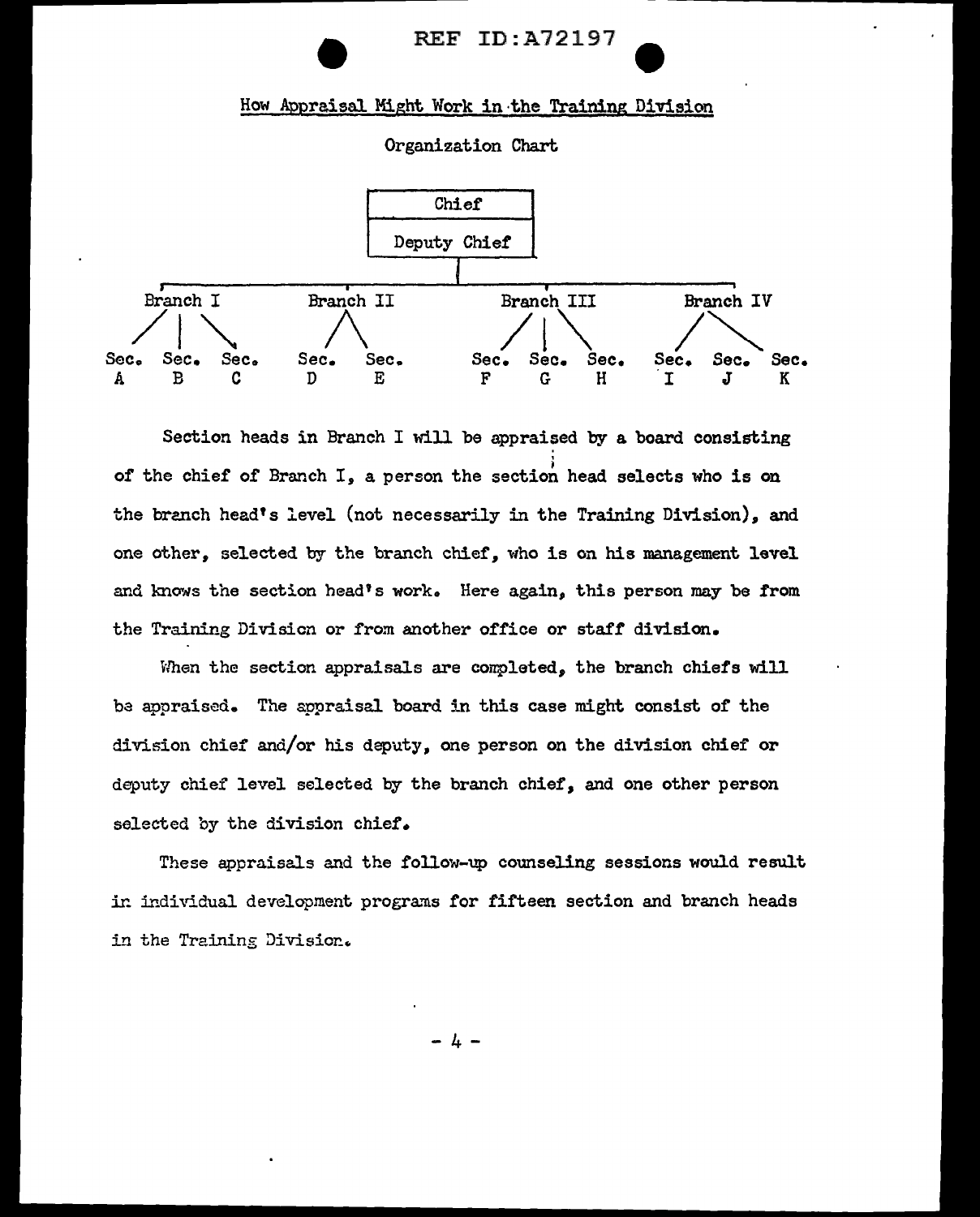## How Appraisal Might Work in the Training Division

Organization Chart

- Chief
  - Deputy Chief
    - Branch I
      - Sec. A
      - Sec. B
      - Sec. C
    - Branch II
      - Sec. D
      - Sec. E
    - Branch III
      - Sec. F
      - Sec. G
      - Sec. H
    - Branch IV
      - Sec. I
      - Sec. J
      - Sec. K

Section heads in Branch I will be appraised by a board consisting of the chief of Branch I, a person the section head selects who is on the branch head's level (not necessarily in the Training Division), and one other, selected by the branch chief, who is on his management level and knows the section head's work. Here again, this person may be from the Training Division or from another office or staff division.

When the section appraisals are completed, the branch chiefs will be appraised. The appraisal board in this case might consist of the division chief and/or his deputy, one person on the division chief or deputy chief level selected by the branch chief, and one other person selected by the division chief.

These appraisals and the follow-up counseling sessions would result in individual development programs for fifteen section and branch heads in the Training Division.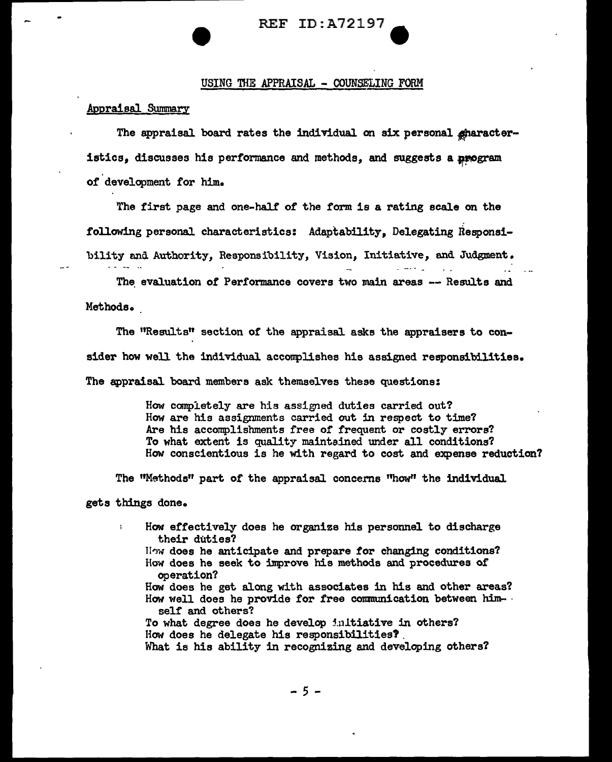## USING THE APPRAISAL - COUNSELING FORM

### Appraisal Summary

The appraisal board rates the individual on six personal characteristics, discusses his performance and methods, and suggests a program of development for him.

The first page and one-half of the form is a rating scale on the following personal characteristics: Adaptability, Delegating Responsibility and Authority, Responsibility, Vision, Initiative, and Judgment.

The evaluation of Performance covers two main areas -- Results and Methods.

The "Results" section of the appraisal asks the appraisers to consider how well the individual accomplishes his assigned responsibilities. The appraisal board members ask themselves these questions:

> How completely are his assigned duties carried out?
> How are his assignments carried out in respect to time?
> Are his accomplishments free of frequent or costly errors?
> To what extent is quality maintained under all conditions?
> How conscientious is he with regard to cost and expense reduction?

The "Methods" part of the appraisal concerns "how" the individual gets things done.

> How effectively does he organize his personnel to discharge their duties?
> How does he anticipate and prepare for changing conditions?
> How does he seek to improve his methods and procedures of operation?
> How does he get along with associates in his and other areas?
> How well does he provide for free communication between himself and others?
> To what degree does he develop initiative in others?
> How does he delegate his responsibilities?
> What is his ability in recognizing and developing others?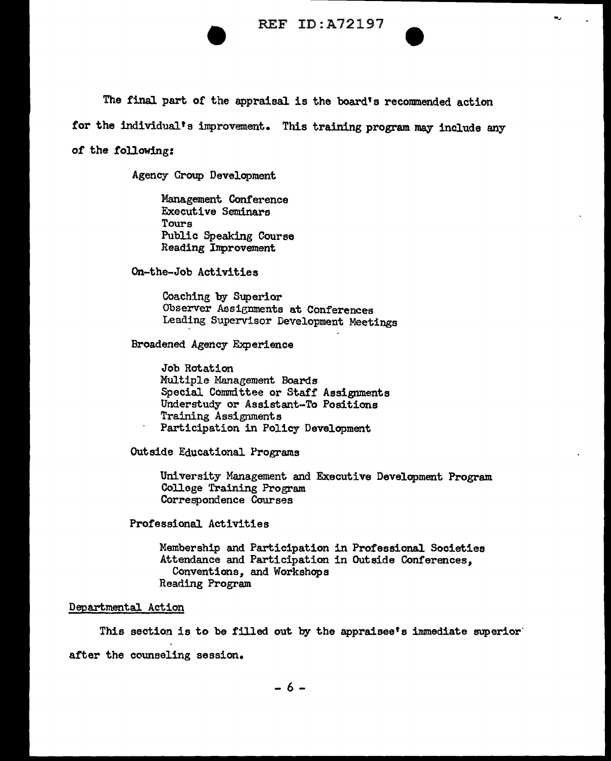The final part of the appraisal is the board's recommended action for the individual's improvement. This training program may include any of the following:

Agency Group Development

- Management Conference
- Executive Seminars
- Tours
- Public Speaking Course
- Reading Improvement

On-the-Job Activities

- Coaching by Superior
- Observer Assignments at Conferences
- Leading Supervisor Development Meetings

Broadened Agency Experience

- Job Rotation
- Multiple Management Boards
- Special Committee or Staff Assignments
- Understudy or Assistant-To Positions
- Training Assignments
- Participation in Policy Development

Outside Educational Programs

- University Management and Executive Development Program
- College Training Program
- Correspondence Courses

Professional Activities

- Membership and Participation in Professional Societies
- Attendance and Participation in Outside Conferences, Conventions, and Workshops
- Reading Program

Departmental Action

This section is to be filled out by the appraisee's immediate superior after the counseling session.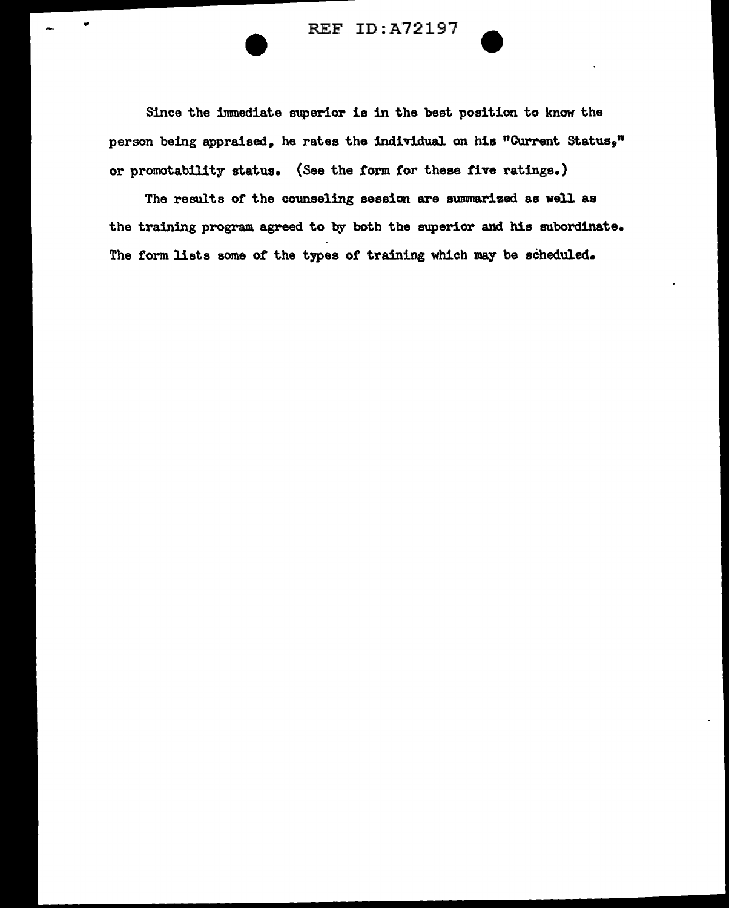Since the immediate superior is in the best position to know the person being appraised, he rates the individual on his "Current Status," or promotability status. (See the form for these five ratings.)

The results of the counseling session are summarized as well as the training program agreed to by both the superior and his subordinate. The form lists some of the types of training which may be scheduled.